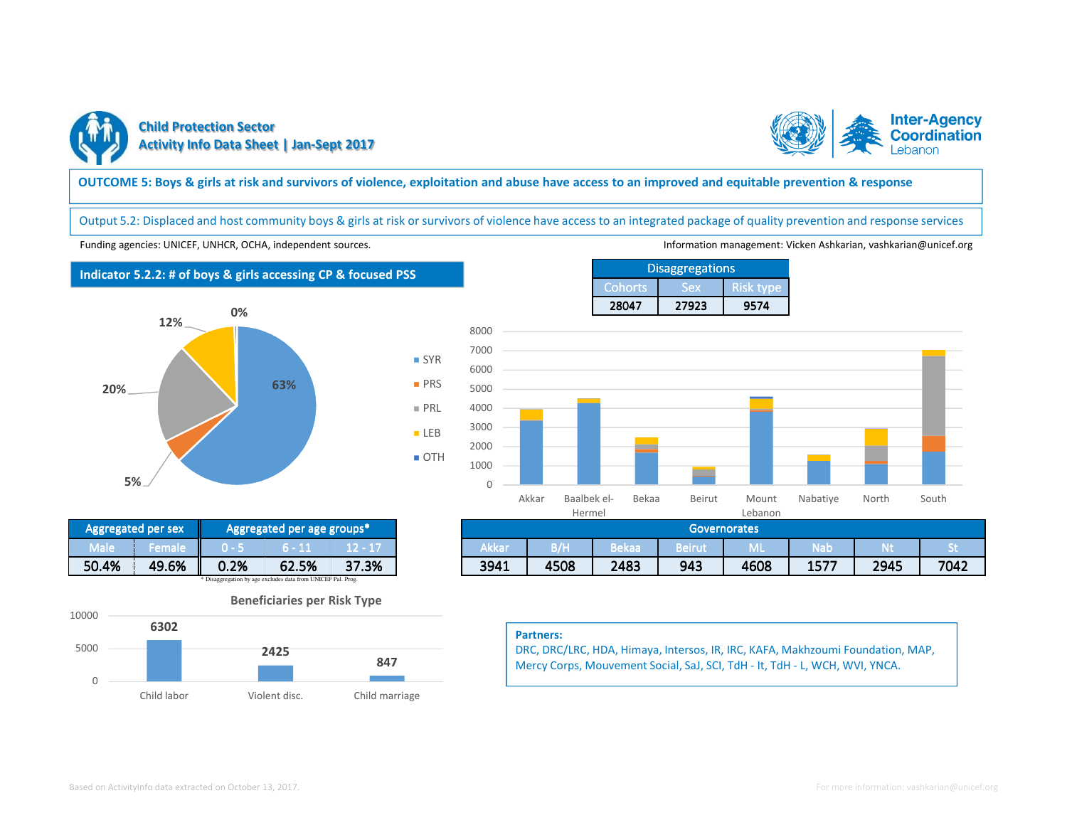# Child Protection Sector
## Activity Info Data Sheet | Jan-Sept 2017

Inter-Agency Coordination Lebanon

**OUTCOME 5: Boys & girls at risk and survivors of violence, exploitation and abuse have access to an improved and equitable prevention & response**

Output 5.2: Displaced and host community boys & girls at risk or survivors of violence have access to an integrated package of quality prevention and response services

Funding agencies: UNICEF, UNHCR, OCHA, independent sources.

Information management: Vicken Ashkarian, vashkarian@unicef.org

### Indicator 5.2.2: # of boys & girls accessing CP & focused PSS

| Disaggregations | | |
|---|---|---|
| Cohorts | Sex | Risk type |
| 28047 | 27923 | 9574 |

Pie chart: SYR 63%, PRS 5%, PRL 20%, LEB 12%, OTH 0%

| Aggregated per sex | | Aggregated per age groups* | | |
|---|---|---|---|---|
| Male | Female | 0 - 5 | 6 - 11 | 12 - 17 |
| 50.4% | 49.6% | 0.2% | 62.5% | 37.3% |

\* Disaggregation by age excludes data from UNICEF Pal. Prog.

| Governorates | | | | | | | |
|---|---|---|---|---|---|---|---|
| Akkar | B/H | Bekaa | Beirut | ML | Nab | Nt | St |
| 3941 | 4508 | 2483 | 943 | 4608 | 1577 | 2945 | 7042 |

**Beneficiaries per Risk Type**

| Child labor | Violent disc. | Child marriage |
|---|---|---|
| 6302 | 2425 | 847 |

**Partners:**
DRC, DRC/LRC, HDA, Himaya, Intersos, IR, IRC, KAFA, Makhzoumi Foundation, MAP, Mercy Corps, Mouvement Social, SaJ, SCI, TdH - It, TdH - L, WCH, WVI, YNCA.

Based on ActivityInfo data extracted on October 13, 2017.

For more information: vashkarian@unicef.org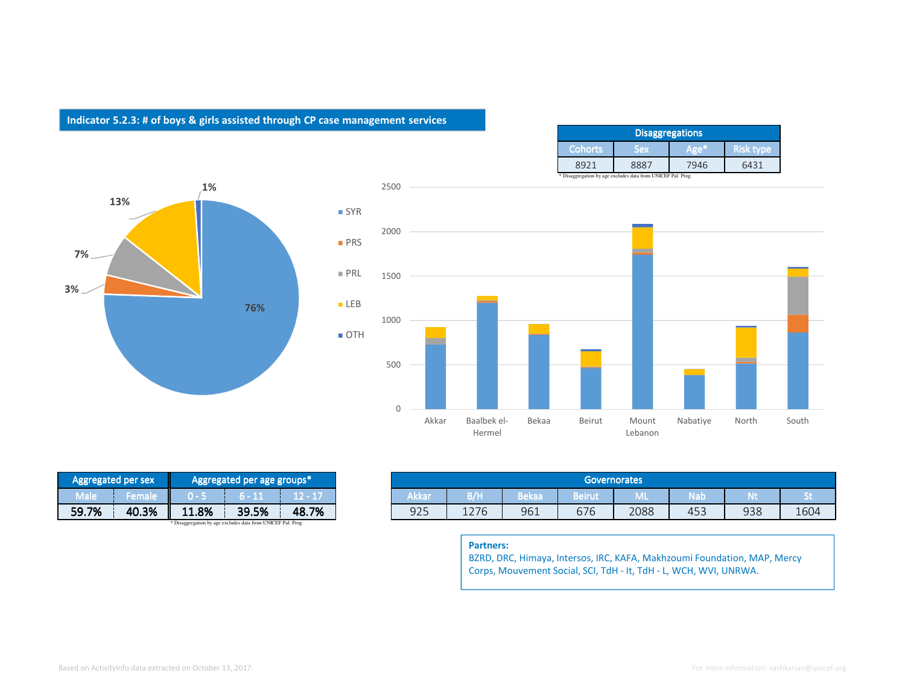**Indicator 5.2.3: # of boys & girls assisted through CP case management services**

| Disaggregations | | | |
|---|---|---|---|
| Cohorts | Sex | Age* | Risk type |
| 8921 | 8887 | 7946 | 6431 |

\* Disaggregation by age excludes data from UNICEF Pal. Prog.

76%
3%
7%
13%
1%

SYR
PRS
PRL
LEB
OTH

2500
2000
1500
1000
500
0

Akkar
Baalbek el-Hermel
Bekaa
Beirut
Mount Lebanon
Nabatiye
North
South

| Aggregated per sex | | Aggregated per age groups* | | |
|---|---|---|---|---|
| Male | Female | 0 - 5 | 6 - 11 | 12 - 17 |
| 59.7% | 40.3% | 11.8% | 39.5% | 48.7% |

\* Disaggregation by age excludes data from UNICEF Pal. Prog.

| Governorates | | | | | | | |
|---|---|---|---|---|---|---|---|
| Akkar | B/H | Bekaa | Beirut | ML | Nab | Nt | St |
| 925 | 1276 | 961 | 676 | 2088 | 453 | 938 | 1604 |

**Partners:**
BZRD, DRC, Himaya, Intersos, IRC, KAFA, Makhzoumi Foundation, MAP, Mercy Corps, Mouvement Social, SCI, TdH - It, TdH - L, WCH, WVI, UNRWA.

Based on ActivityInfo data extracted on October 13, 2017.

For more information: vashkarian@unicef.org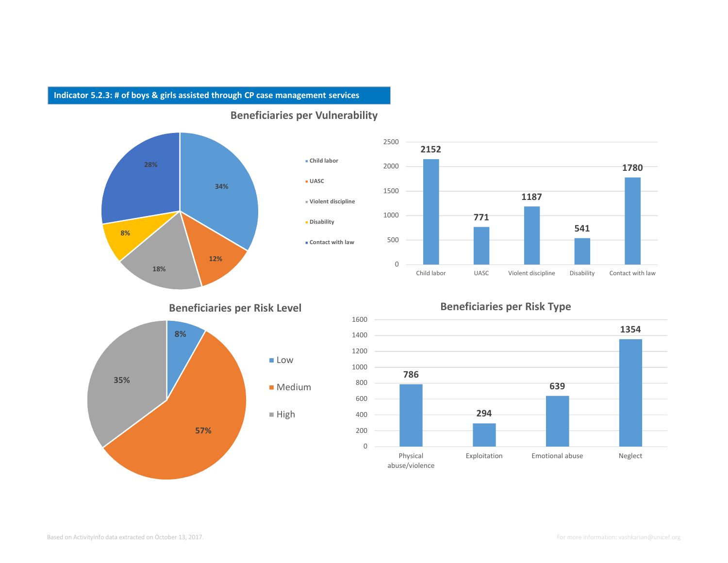**Indicator 5.2.3: # of boys & girls assisted through CP case management services**

## Beneficiaries per Vulnerability

| Vulnerability | Beneficiaries | % |
|---|---|---|
| Child labor | 2152 | 34% |
| UASC | 771 | 12% |
| Violent discipline | 1187 | 18% |
| Disability | 541 | 8% |
| Contact with law | 1780 | 28% |

## Beneficiaries per Risk Level

| Risk Level | % |
|---|---|
| Low | 8% |
| Medium | 57% |
| High | 35% |

## Beneficiaries per Risk Type

| Risk Type | Beneficiaries |
|---|---|
| Physical abuse/violence | 786 |
| Exploitation | 294 |
| Emotional abuse | 639 |
| Neglect | 1354 |

Based on ActivityInfo data extracted on October 13, 2017.

For more information: vashkarian@unicef.org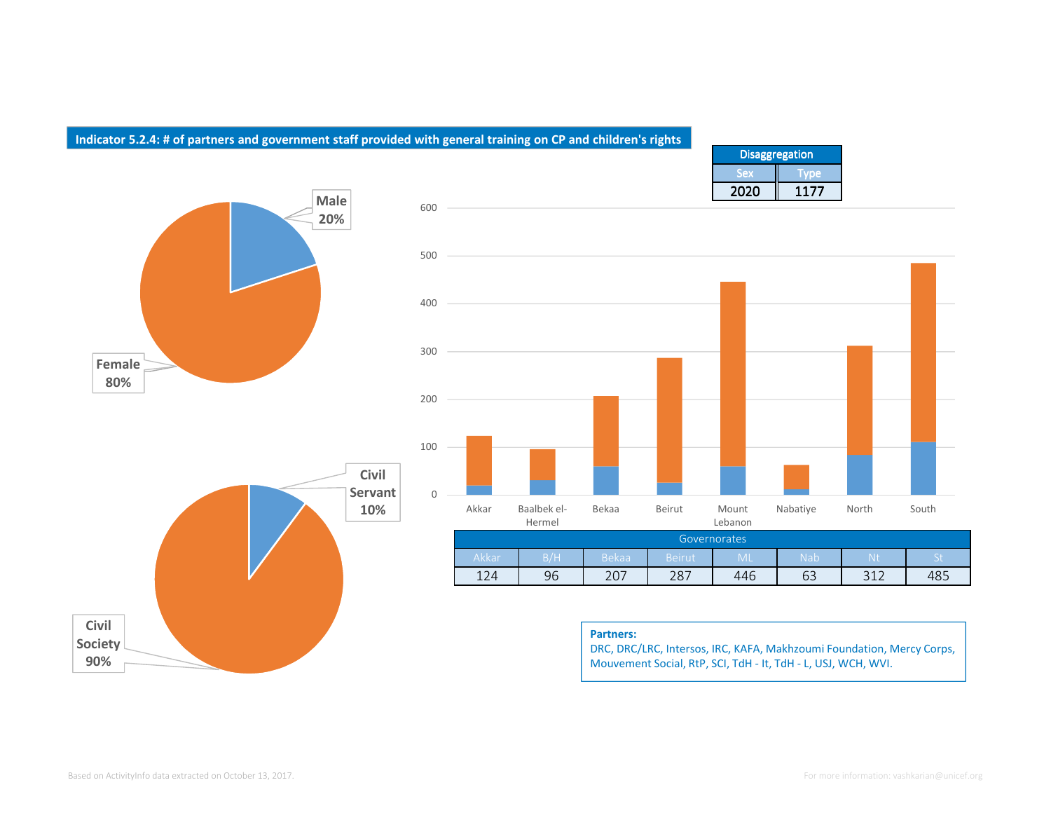**Indicator 5.2.4: # of partners and government staff provided with general training on CP and children's rights**

| Disaggregation | |
|---|---|
| Sex | Type |
| 2020 | 1177 |

Male 20%

Female 80%

Civil Servant 10%

Civil Society 90%

| Governorates | | | | | | | |
|---|---|---|---|---|---|---|---|
| Akkar | B/H | Bekaa | Beirut | ML | Nab | Nt | St |
| 124 | 96 | 207 | 287 | 446 | 63 | 312 | 485 |

**Partners:**
DRC, DRC/LRC, Intersos, IRC, KAFA, Makhzoumi Foundation, Mercy Corps, Mouvement Social, RtP, SCI, TdH - It, TdH - L, USJ, WCH, WVI.

Based on ActivityInfo data extracted on October 13, 2017.

For more information: vashkarian@unicef.org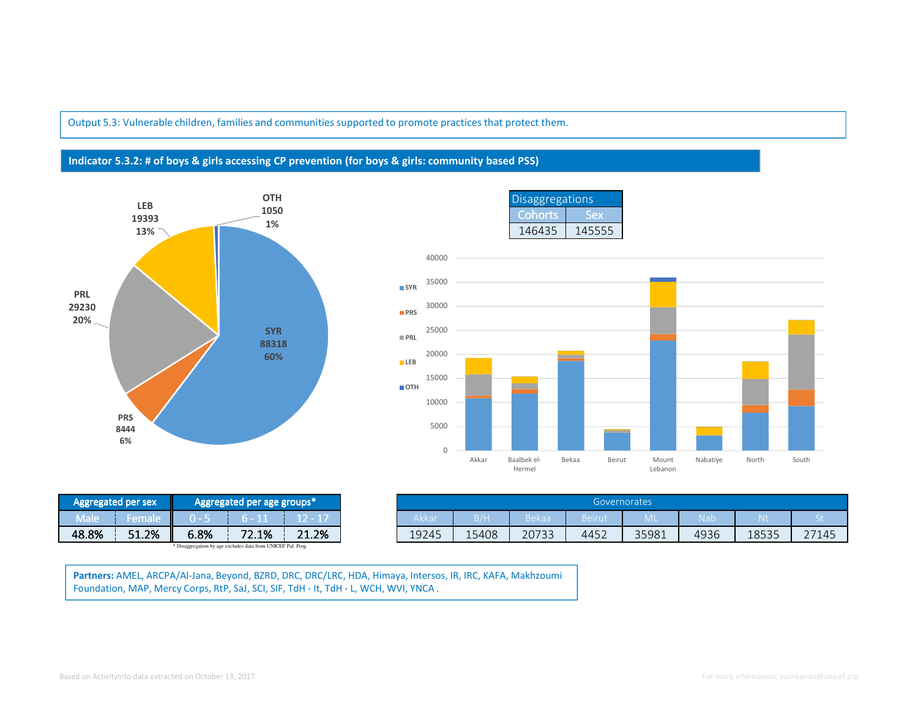Output 5.3: Vulnerable children, families and communities supported to promote practices that protect them.

## Indicator 5.3.2: # of boys & girls accessing CP prevention (for boys & girls: community based PSS)

| Cohort | Number | % |
|---|---|---|
| SYR | 88318 | 60% |
| PRS | 8444 | 6% |
| PRL | 29230 | 20% |
| LEB | 19393 | 13% |
| OTH | 1050 | 1% |

| Disaggregations | |
|---|---|
| Cohorts | Sex |
| 146435 | 145555 |

| Aggregated per sex | | Aggregated per age groups* | | |
|---|---|---|---|---|
| Male | Female | 0 - 5 | 6 - 11 | 12 - 17 |
| 48.8% | 51.2% | 6.8% | 72.1% | 21.2% |

* Disaggregation by age excludes data from UNICEF Pal. Prog.

| Governorates | | | | | | | |
|---|---|---|---|---|---|---|---|
| Akkar | B/H | Bekaa | Beirut | ML | Nab | Nt | St |
| 19245 | 15408 | 20733 | 4452 | 35981 | 4936 | 18535 | 27145 |

**Partners:** AMEL, ARCPA/Al-Jana, Beyond, BZRD, DRC, DRC/LRC, HDA, Himaya, Intersos, IR, IRC, KAFA, Makhzoumi Foundation, MAP, Mercy Corps, RtP, SaJ, SCI, SIF, TdH - It, TdH - L, WCH, WVI, YNCA .

Based on ActivityInfo data extracted on October 13, 2017.

For more information: vashkarian@unicef.org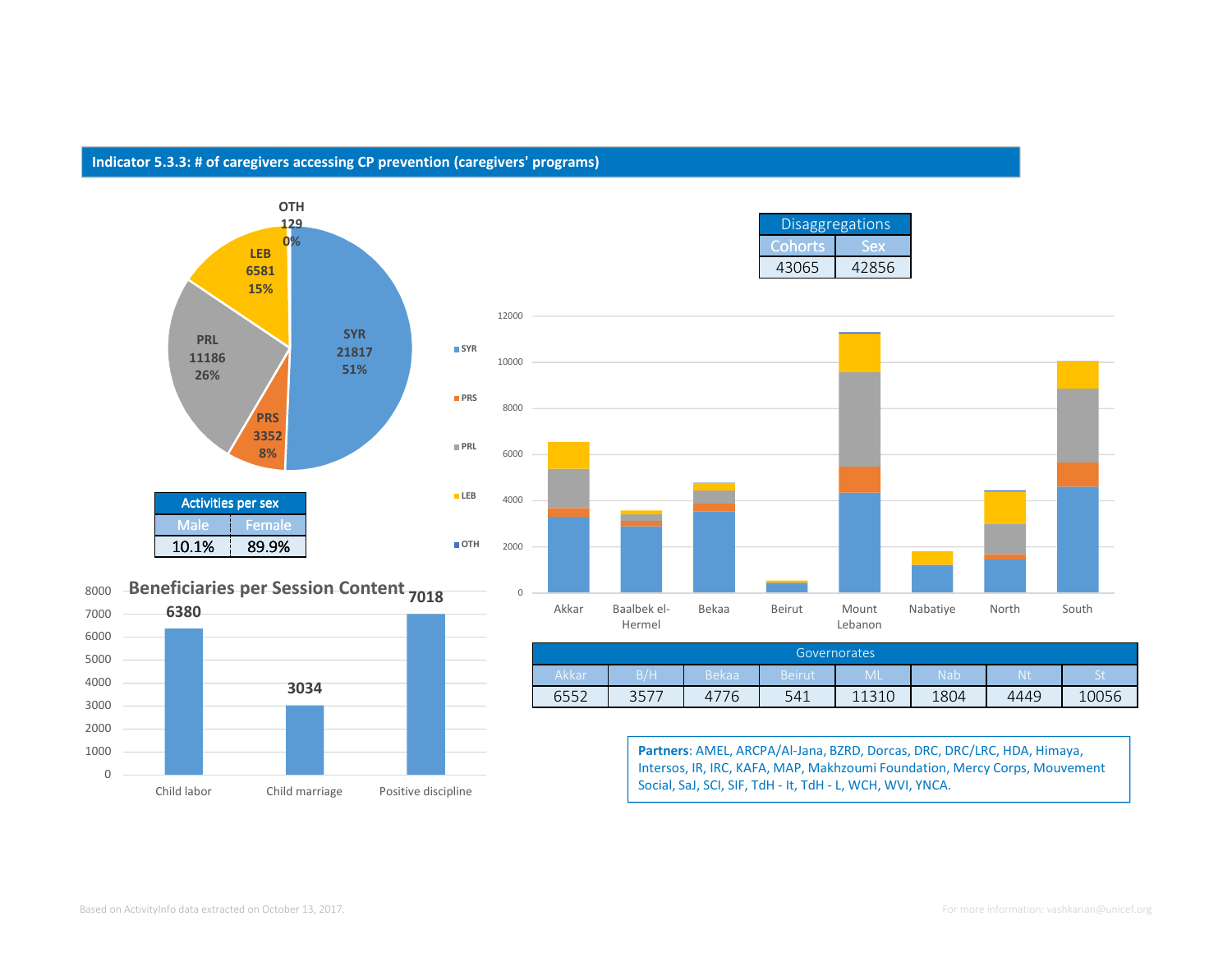## Indicator 5.3.3: # of caregivers accessing CP prevention (caregivers' programs)

| Population | Number | Percentage |
|---|---|---|
| SYR | 21817 | 51% |
| PRS | 3352 | 8% |
| PRL | 11186 | 26% |
| LEB | 6581 | 15% |
| OTH | 129 | 0% |

| Activities per sex | |
|---|---|
| Male | Female |
| 10.1% | 89.9% |

| Disaggregations | |
|---|---|
| Cohorts | Sex |
| 43065 | 42856 |

**Beneficiaries per Session Content**

| Child labor | Child marriage | Positive discipline |
|---|---|---|
| 6380 | 3034 | 7018 |

| Governorates | | | | | | | |
|---|---|---|---|---|---|---|---|
| Akkar | B/H | Bekaa | Beirut | ML | Nab | Nt | St |
| 6552 | 3577 | 4776 | 541 | 11310 | 1804 | 4449 | 10056 |

**Partners**: AMEL, ARCPA/Al-Jana, BZRD, Dorcas, DRC, DRC/LRC, HDA, Himaya, Intersos, IR, IRC, KAFA, MAP, Makhzoumi Foundation, Mercy Corps, Mouvement Social, SaJ, SCI, SIF, TdH - It, TdH - L, WCH, WVI, YNCA.

Based on ActivityInfo data extracted on October 13, 2017.

For more information: vashkarian@unicef.org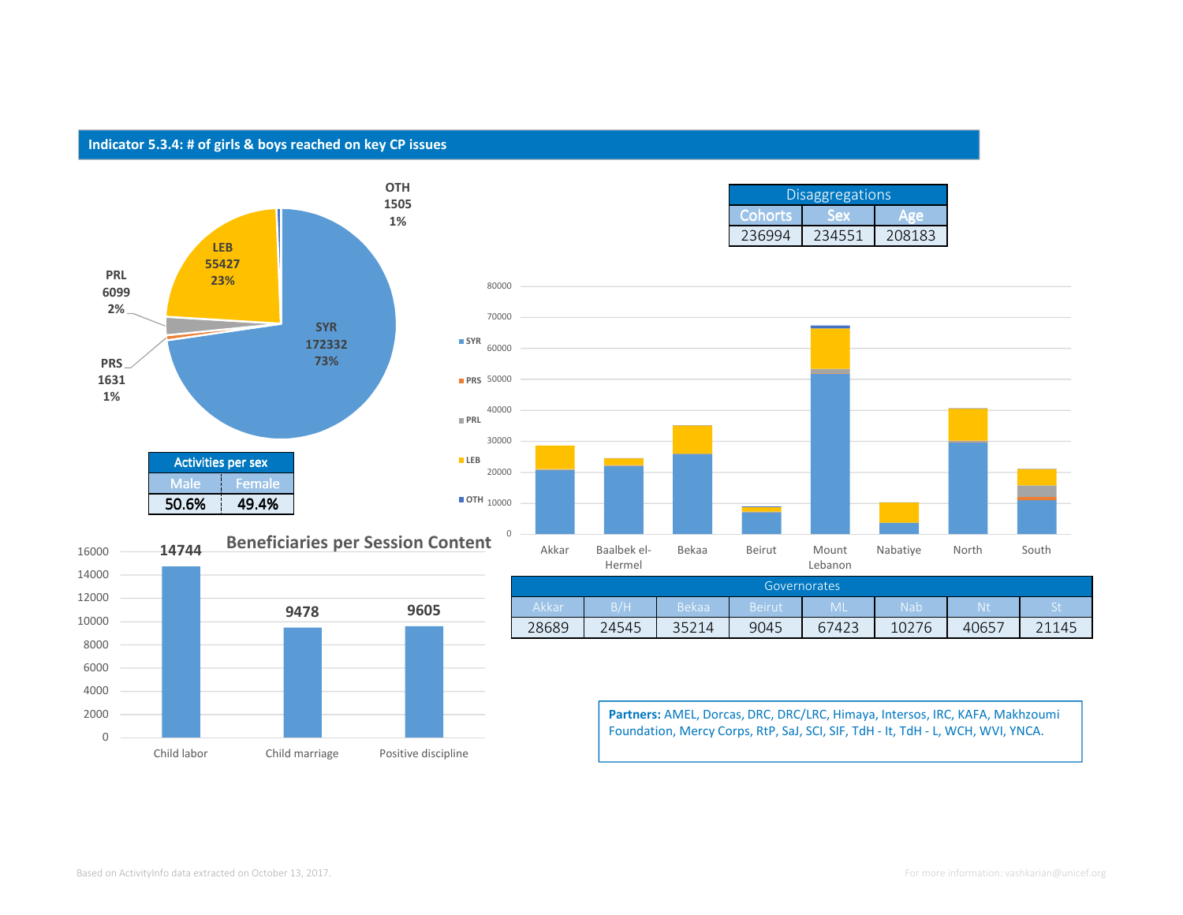## Indicator 5.3.4: # of girls & boys reached on key CP issues

SYR 172332 73%
LEB 55427 23%
PRL 6099 2%
PRS 1631 1%
OTH 1505 1%

| Disaggregations | | |
|---|---|---|
| Cohorts | Sex | Age |
| 236994 | 234551 | 208183 |

| Activities per sex | |
|---|---|
| Male | Female |
| 50.6% | 49.4% |

**Beneficiaries per Session Content**

| Child labor | Child marriage | Positive discipline |
|---|---|---|
| 14744 | 9478 | 9605 |

| Governorates | | | | | | | |
|---|---|---|---|---|---|---|---|
| Akkar | B/H | Bekaa | Beirut | ML | Nab | Nt | St |
| 28689 | 24545 | 35214 | 9045 | 67423 | 10276 | 40657 | 21145 |

**Partners:** AMEL, Dorcas, DRC, DRC/LRC, Himaya, Intersos, IRC, KAFA, Makhzoumi Foundation, Mercy Corps, RtP, SaJ, SCI, SIF, TdH - It, TdH - L, WCH, WVI, YNCA.

Based on ActivityInfo data extracted on October 13, 2017.

For more information: vashkarian@unicef.org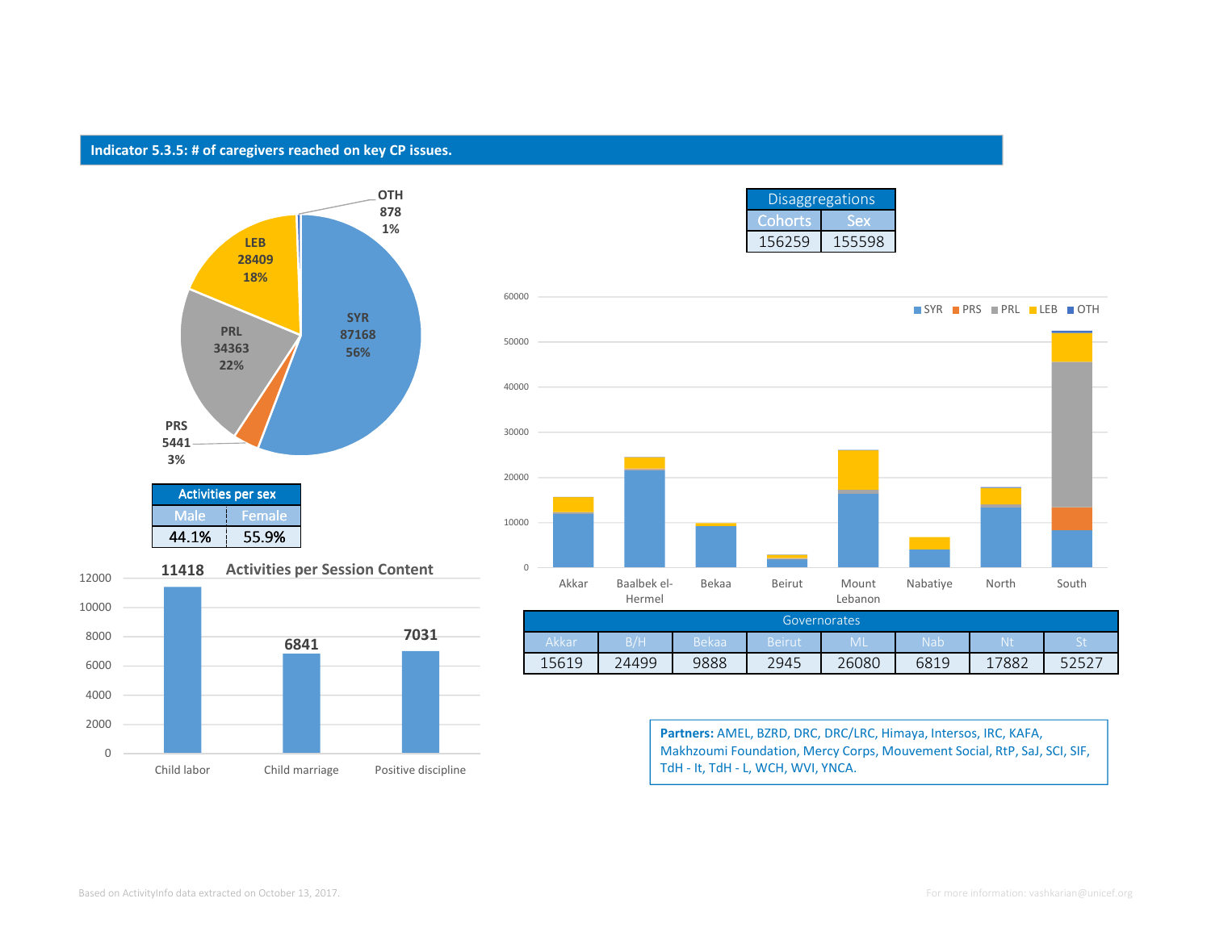## Indicator 5.3.5: # of caregivers reached on key CP issues.

| Population | Number | % |
|---|---|---|
| SYR | 87168 | 56% |
| PRS | 5441 | 3% |
| PRL | 34363 | 22% |
| LEB | 28409 | 18% |
| OTH | 878 | 1% |

| Disaggregations | |
|---|---|
| Cohorts | Sex |
| 156259 | 155598 |

| Activities per sex | |
|---|---|
| Male | Female |
| 44.1% | 55.9% |

**Activities per Session Content**

| Child labor | Child marriage | Positive discipline |
|---|---|---|
| 11418 | 6841 | 7031 |

| Governorates | | | | | | | |
|---|---|---|---|---|---|---|---|
| Akkar | B/H | Bekaa | Beirut | ML | Nab | Nt | St |
| 15619 | 24499 | 9888 | 2945 | 26080 | 6819 | 17882 | 52527 |

**Partners:** AMEL, BZRD, DRC, DRC/LRC, Himaya, Intersos, IRC, KAFA, Makhzoumi Foundation, Mercy Corps, Mouvement Social, RtP, SaJ, SCI, SIF, TdH - It, TdH - L, WCH, WVI, YNCA.

Based on ActivityInfo data extracted on October 13, 2017.

For more information: vashkarian@unicef.org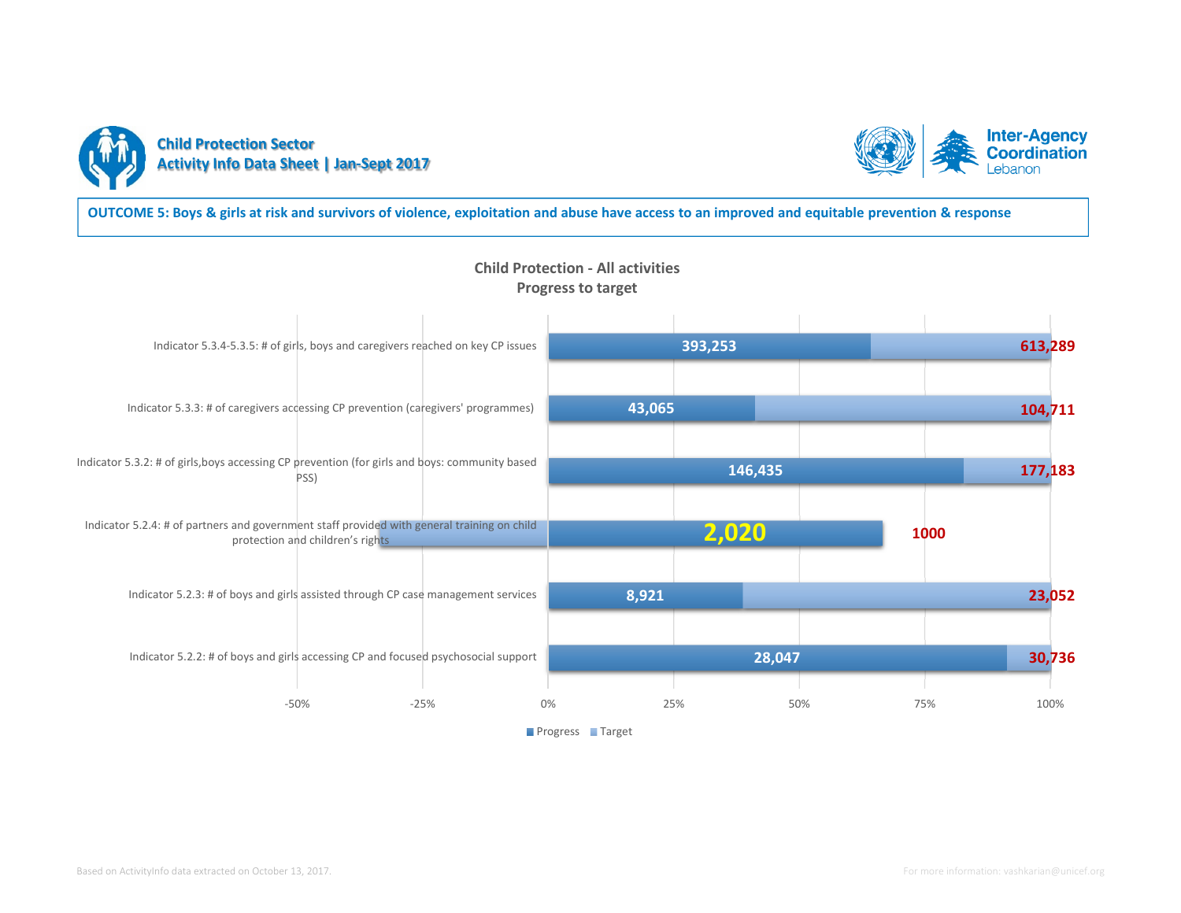**Child Protection Sector**
**Activity Info Data Sheet | Jan-Sept 2017**

Inter-Agency Coordination Lebanon

**OUTCOME 5: Boys & girls at risk and survivors of violence, exploitation and abuse have access to an improved and equitable prevention & response**

**Child Protection - All activities**
**Progress to target**

Indicator 5.3.4-5.3.5: # of girls, boys and caregivers reached on key CP issues
393,253
613,289

Indicator 5.3.3: # of caregivers accessing CP prevention (caregivers' programmes)
43,065
104,711

Indicator 5.3.2: # of girls,boys accessing CP prevention (for girls and boys: community based PSS)
146,435
177,183

Indicator 5.2.4: # of partners and government staff provided with general training on child protection and children's rights
2,020
1000

Indicator 5.2.3: # of boys and girls assisted through CP case management services
8,921
23,052

Indicator 5.2.2: # of boys and girls accessing CP and focused psychosocial support
28,047
30,736

-50% -25% 0% 25% 50% 75% 100%

Progress Target

Based on ActivityInfo data extracted on October 13, 2017.

For more information: vashkarian@unicef.org